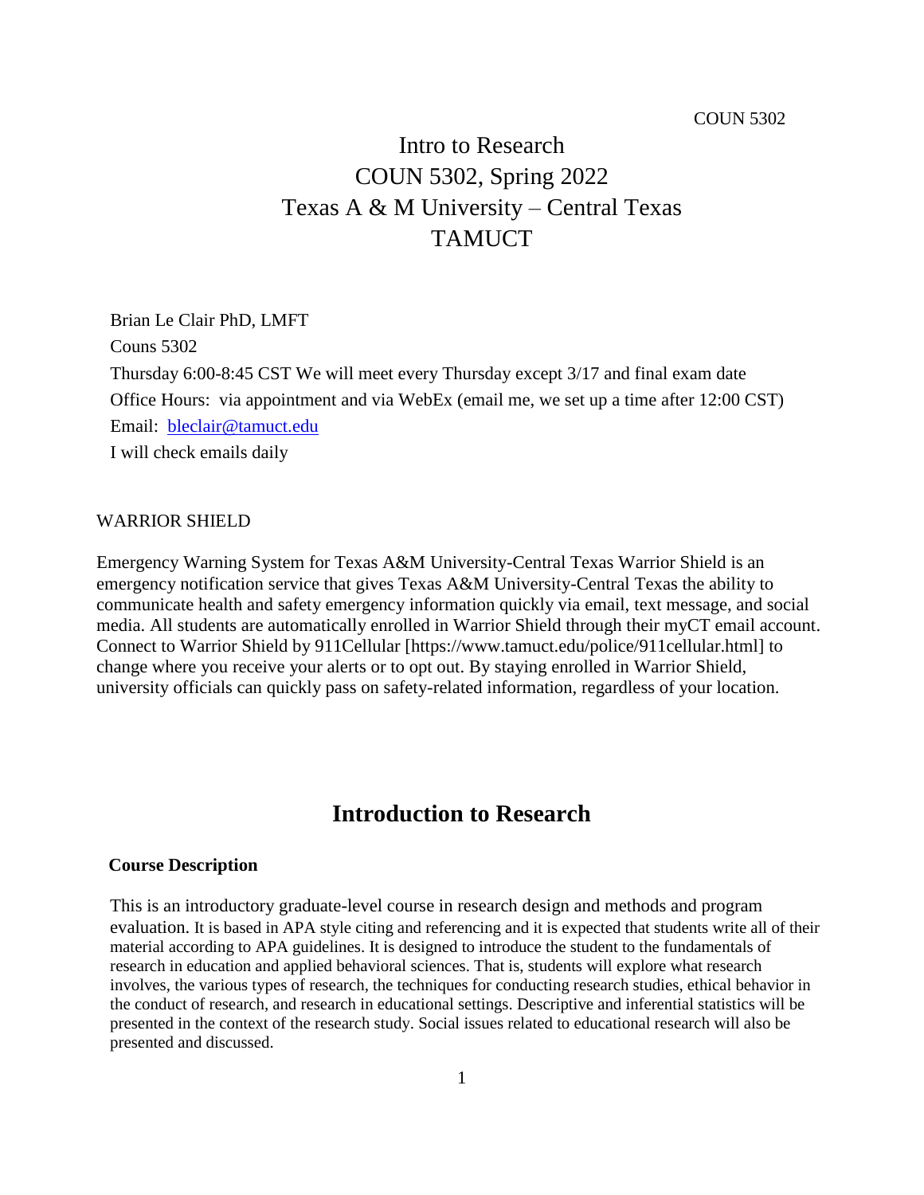# Intro to Research
# COUN 5302, Spring 2022
# Texas A & M University – Central Texas
# TAMUCT

Brian Le Clair PhD, LMFT

Couns 5302

Thursday 6:00-8:45 CST We will meet every Thursday except 3/17 and final exam date

Office Hours: via appointment and via WebEx (email me, we set up a time after 12:00 CST)

Email: bleclair@tamuct.edu

I will check emails daily

WARRIOR SHIELD

Emergency Warning System for Texas A&M University-Central Texas Warrior Shield is an emergency notification service that gives Texas A&M University-Central Texas the ability to communicate health and safety emergency information quickly via email, text message, and social media. All students are automatically enrolled in Warrior Shield through their myCT email account. Connect to Warrior Shield by 911Cellular [https://www.tamuct.edu/police/911cellular.html] to change where you receive your alerts or to opt out. By staying enrolled in Warrior Shield, university officials can quickly pass on safety-related information, regardless of your location.

## Introduction to Research

### Course Description

This is an introductory graduate-level course in research design and methods and program evaluation. It is based in APA style citing and referencing and it is expected that students write all of their material according to APA guidelines. It is designed to introduce the student to the fundamentals of research in education and applied behavioral sciences. That is, students will explore what research involves, the various types of research, the techniques for conducting research studies, ethical behavior in the conduct of research, and research in educational settings. Descriptive and inferential statistics will be presented in the context of the research study. Social issues related to educational research will also be presented and discussed.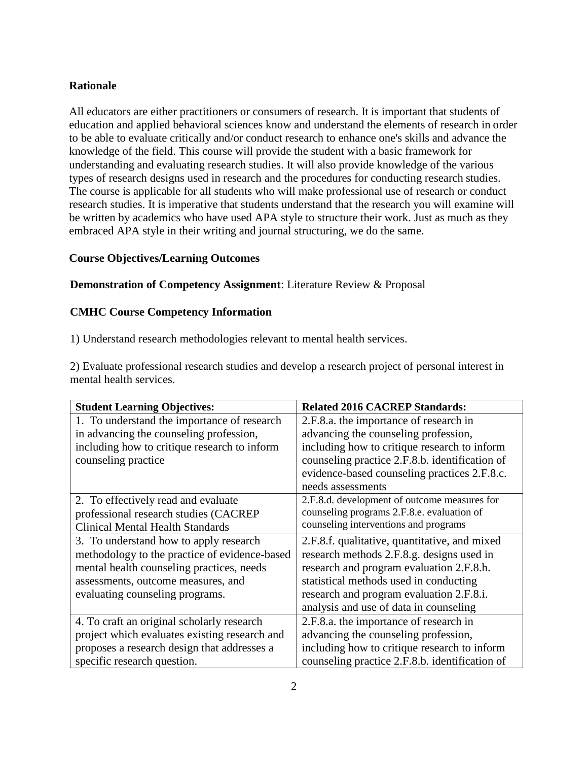**Rationale**

All educators are either practitioners or consumers of research. It is important that students of education and applied behavioral sciences know and understand the elements of research in order to be able to evaluate critically and/or conduct research to enhance one's skills and advance the knowledge of the field. This course will provide the student with a basic framework for understanding and evaluating research studies. It will also provide knowledge of the various types of research designs used in research and the procedures for conducting research studies. The course is applicable for all students who will make professional use of research or conduct research studies. It is imperative that students understand that the research you will examine will be written by academics who have used APA style to structure their work. Just as much as they embraced APA style in their writing and journal structuring, we do the same.

**Course Objectives/Learning Outcomes**

**Demonstration of Competency Assignment**: Literature Review & Proposal

**CMHC Course Competency Information**

1) Understand research methodologies relevant to mental health services.

2) Evaluate professional research studies and develop a research project of personal interest in mental health services.

| Student Learning Objectives: | Related 2016 CACREP Standards: |
|---|---|
| 1. To understand the importance of research in advancing the counseling profession, including how to critique research to inform counseling practice | 2.F.8.a. the importance of research in advancing the counseling profession, including how to critique research to inform counseling practice 2.F.8.b. identification of evidence-based counseling practices 2.F.8.c. needs assessments |
| 2. To effectively read and evaluate professional research studies (CACREP Clinical Mental Health Standards | 2.F.8.d. development of outcome measures for counseling programs 2.F.8.e. evaluation of counseling interventions and programs |
| 3. To understand how to apply research methodology to the practice of evidence-based mental health counseling practices, needs assessments, outcome measures, and evaluating counseling programs. | 2.F.8.f. qualitative, quantitative, and mixed research methods 2.F.8.g. designs used in research and program evaluation 2.F.8.h. statistical methods used in conducting research and program evaluation 2.F.8.i. analysis and use of data in counseling |
| 4. To craft an original scholarly research project which evaluates existing research and proposes a research design that addresses a specific research question. | 2.F.8.a. the importance of research in advancing the counseling profession, including how to critique research to inform counseling practice 2.F.8.b. identification of |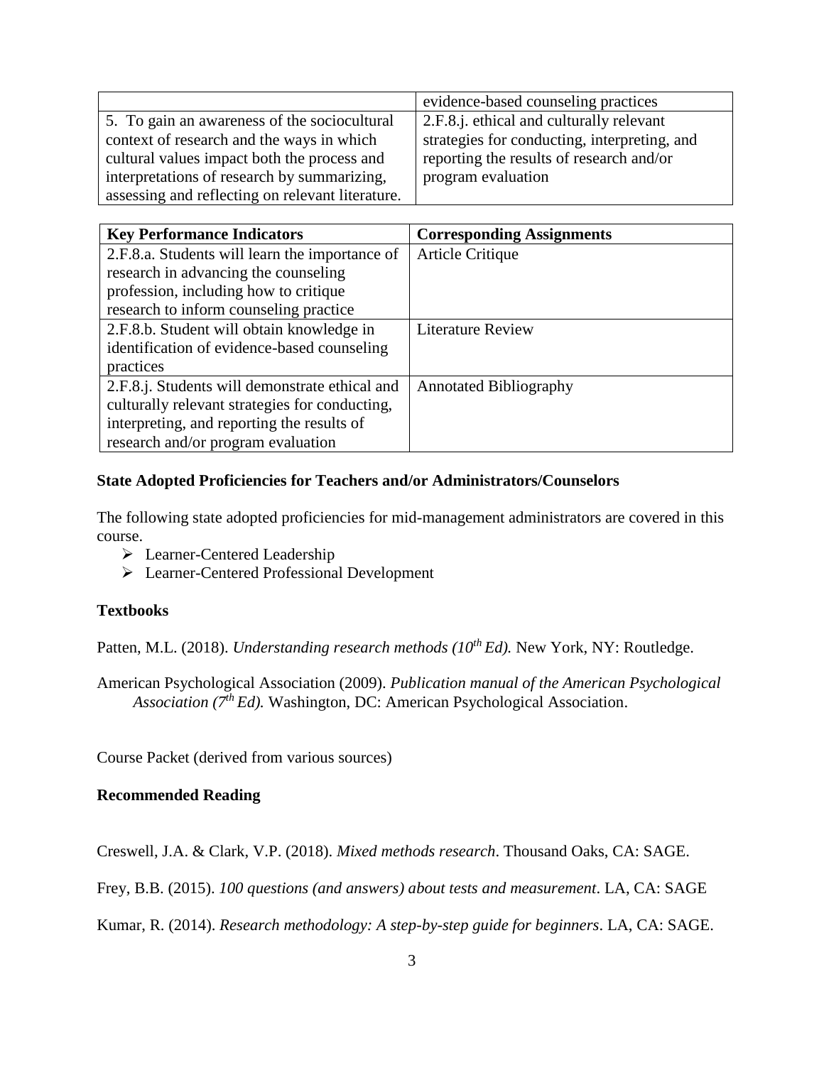|  |  |
|---|---|
|  | evidence-based counseling practices |
| 5. To gain an awareness of the sociocultural context of research and the ways in which cultural values impact both the process and interpretations of research by summarizing, assessing and reflecting on relevant literature. | 2.F.8.j. ethical and culturally relevant strategies for conducting, interpreting, and reporting the results of research and/or program evaluation |

| Key Performance Indicators | Corresponding Assignments |
|---|---|
| 2.F.8.a. Students will learn the importance of research in advancing the counseling profession, including how to critique research to inform counseling practice | Article Critique |
| 2.F.8.b. Student will obtain knowledge in identification of evidence-based counseling practices | Literature Review |
| 2.F.8.j. Students will demonstrate ethical and culturally relevant strategies for conducting, interpreting, and reporting the results of research and/or program evaluation | Annotated Bibliography |

### State Adopted Proficiencies for Teachers and/or Administrators/Counselors

The following state adopted proficiencies for mid-management administrators are covered in this course.

- Learner-Centered Leadership
- Learner-Centered Professional Development

### Textbooks

Patten, M.L. (2018). *Understanding research methods (10th Ed).* New York, NY: Routledge.

American Psychological Association (2009). *Publication manual of the American Psychological Association (7th Ed).* Washington, DC: American Psychological Association.

Course Packet (derived from various sources)

### Recommended Reading

Creswell, J.A. & Clark, V.P. (2018). *Mixed methods research*. Thousand Oaks, CA: SAGE.

Frey, B.B. (2015). *100 questions (and answers) about tests and measurement*. LA, CA: SAGE

Kumar, R. (2014). *Research methodology: A step-by-step guide for beginners*. LA, CA: SAGE.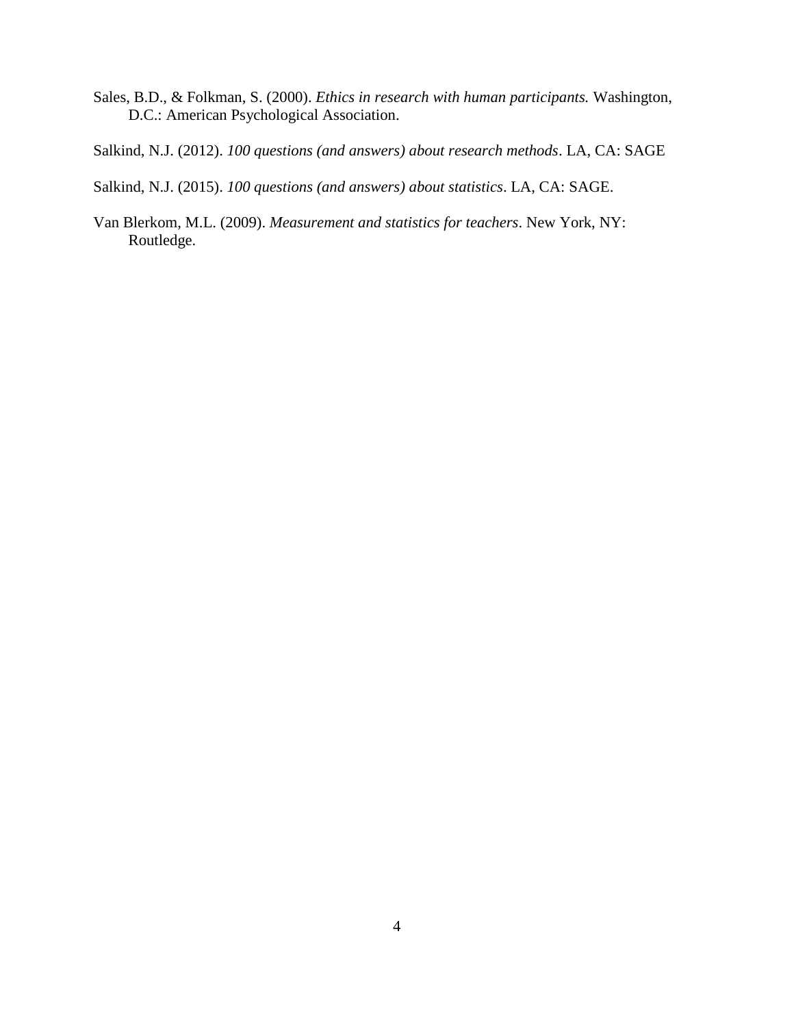Sales, B.D., & Folkman, S. (2000). *Ethics in research with human participants.* Washington, D.C.: American Psychological Association.

Salkind, N.J. (2012). *100 questions (and answers) about research methods*. LA, CA: SAGE

Salkind, N.J. (2015). *100 questions (and answers) about statistics*. LA, CA: SAGE.

Van Blerkom, M.L. (2009). *Measurement and statistics for teachers*. New York, NY: Routledge.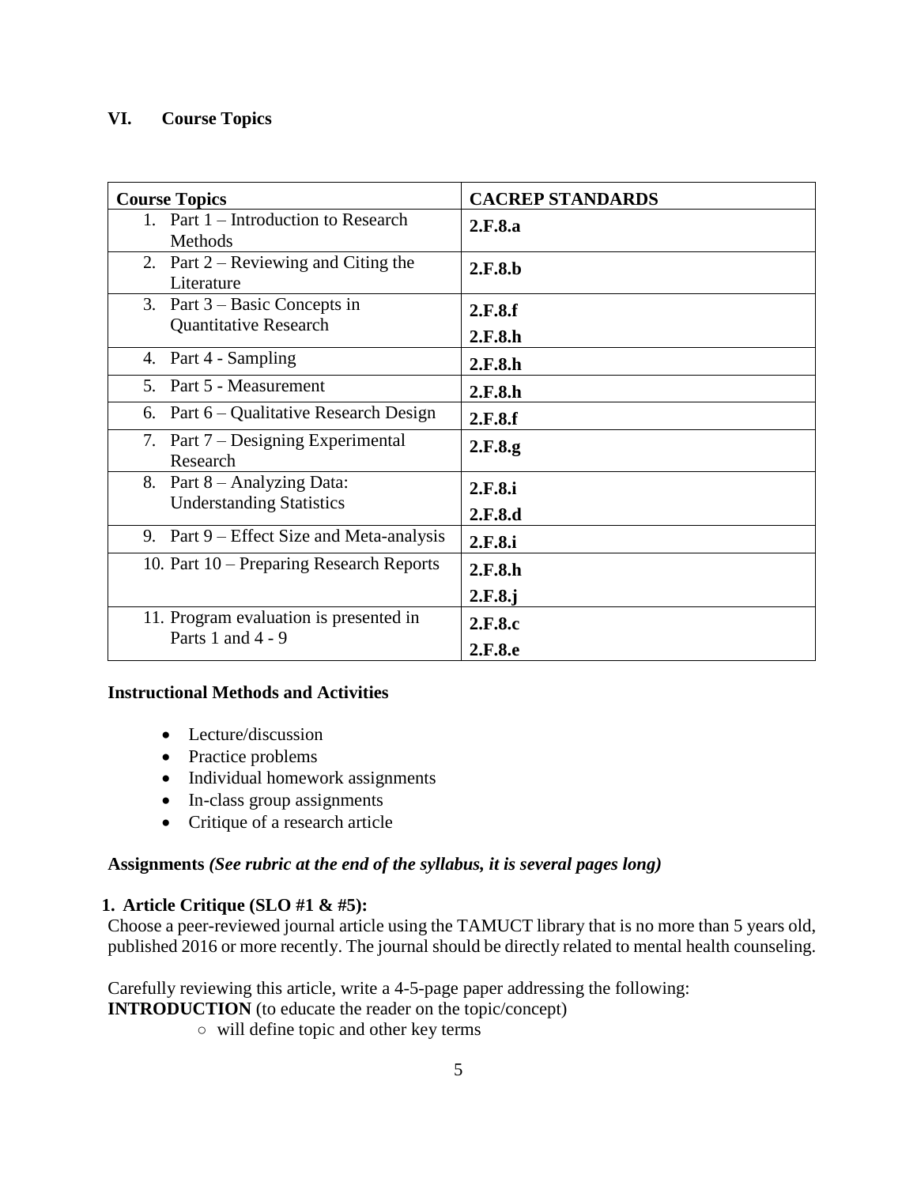## VI. Course Topics

| Course Topics | CACREP STANDARDS |
|---|---|
| 1. Part 1 – Introduction to Research Methods | **2.F.8.a** |
| 2. Part 2 – Reviewing and Citing the Literature | **2.F.8.b** |
| 3. Part 3 – Basic Concepts in Quantitative Research | **2.F.8.f**<br>**2.F.8.h** |
| 4. Part 4 - Sampling | **2.F.8.h** |
| 5. Part 5 - Measurement | **2.F.8.h** |
| 6. Part 6 – Qualitative Research Design | **2.F.8.f** |
| 7. Part 7 – Designing Experimental Research | **2.F.8.g** |
| 8. Part 8 – Analyzing Data: Understanding Statistics | **2.F.8.i**<br>**2.F.8.d** |
| 9. Part 9 – Effect Size and Meta-analysis | **2.F.8.i** |
| 10. Part 10 – Preparing Research Reports | **2.F.8.h**<br>**2.F.8.j** |
| 11. Program evaluation is presented in Parts 1 and 4 - 9 | **2.F.8.c**<br>**2.F.8.e** |

**Instructional Methods and Activities**

- Lecture/discussion
- Practice problems
- Individual homework assignments
- In-class group assignments
- Critique of a research article

**Assignments** ***(See rubric at the end of the syllabus, it is several pages long)***

**1. Article Critique (SLO #1 & #5):**

Choose a peer-reviewed journal article using the TAMUCT library that is no more than 5 years old, published 2016 or more recently. The journal should be directly related to mental health counseling.

Carefully reviewing this article, write a 4-5-page paper addressing the following:
**INTRODUCTION** (to educate the reader on the topic/concept)

- will define topic and other key terms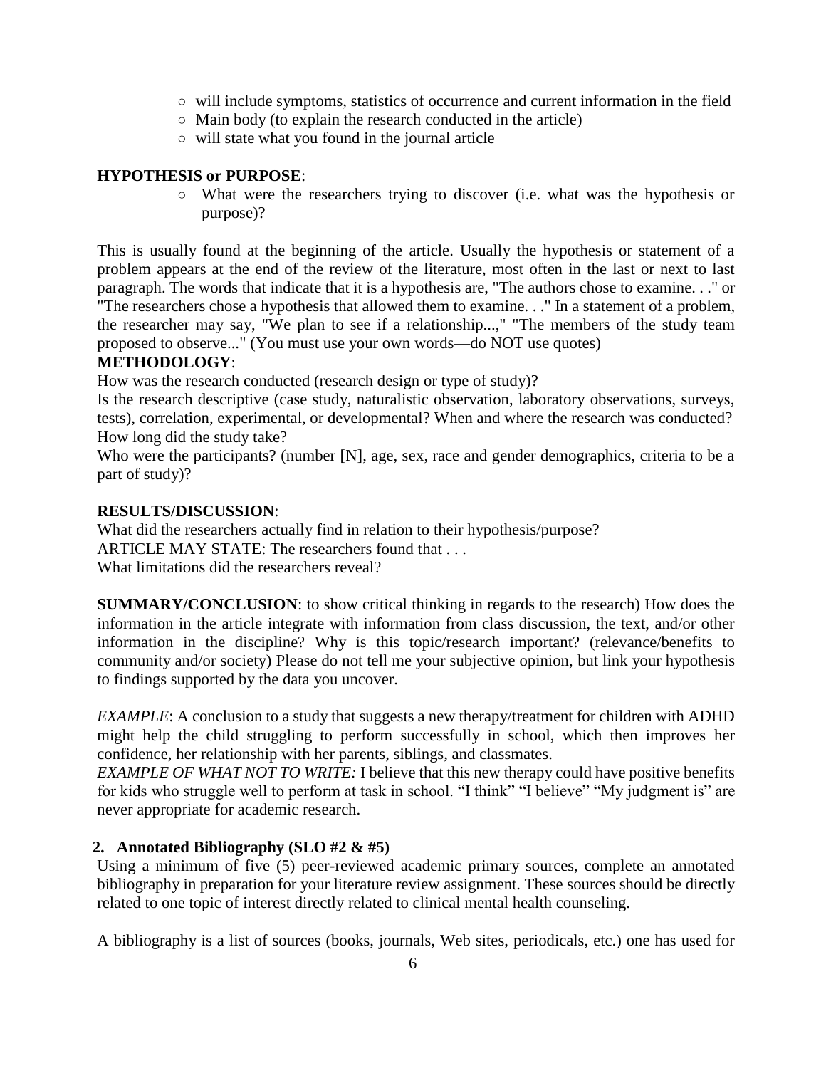- will include symptoms, statistics of occurrence and current information in the field
- Main body (to explain the research conducted in the article)
- will state what you found in the journal article

**HYPOTHESIS or PURPOSE**:

- What were the researchers trying to discover (i.e. what was the hypothesis or purpose)?

This is usually found at the beginning of the article. Usually the hypothesis or statement of a problem appears at the end of the review of the literature, most often in the last or next to last paragraph. The words that indicate that it is a hypothesis are, "The authors chose to examine. . ." or "The researchers chose a hypothesis that allowed them to examine. . ." In a statement of a problem, the researcher may say, "We plan to see if a relationship...," "The members of the study team proposed to observe..." (You must use your own words—do NOT use quotes)

**METHODOLOGY**:

How was the research conducted (research design or type of study)?

Is the research descriptive (case study, naturalistic observation, laboratory observations, surveys, tests), correlation, experimental, or developmental? When and where the research was conducted? How long did the study take?

Who were the participants? (number [N], age, sex, race and gender demographics, criteria to be a part of study)?

**RESULTS/DISCUSSION**:

What did the researchers actually find in relation to their hypothesis/purpose?

ARTICLE MAY STATE: The researchers found that . . .

What limitations did the researchers reveal?

**SUMMARY/CONCLUSION**: to show critical thinking in regards to the research) How does the information in the article integrate with information from class discussion, the text, and/or other information in the discipline? Why is this topic/research important? (relevance/benefits to community and/or society) Please do not tell me your subjective opinion, but link your hypothesis to findings supported by the data you uncover.

*EXAMPLE*: A conclusion to a study that suggests a new therapy/treatment for children with ADHD might help the child struggling to perform successfully in school, which then improves her confidence, her relationship with her parents, siblings, and classmates.

*EXAMPLE OF WHAT NOT TO WRITE:* I believe that this new therapy could have positive benefits for kids who struggle well to perform at task in school. "I think" "I believe" "My judgment is" are never appropriate for academic research.

**2. Annotated Bibliography (SLO #2 & #5)**

Using a minimum of five (5) peer-reviewed academic primary sources, complete an annotated bibliography in preparation for your literature review assignment. These sources should be directly related to one topic of interest directly related to clinical mental health counseling.

A bibliography is a list of sources (books, journals, Web sites, periodicals, etc.) one has used for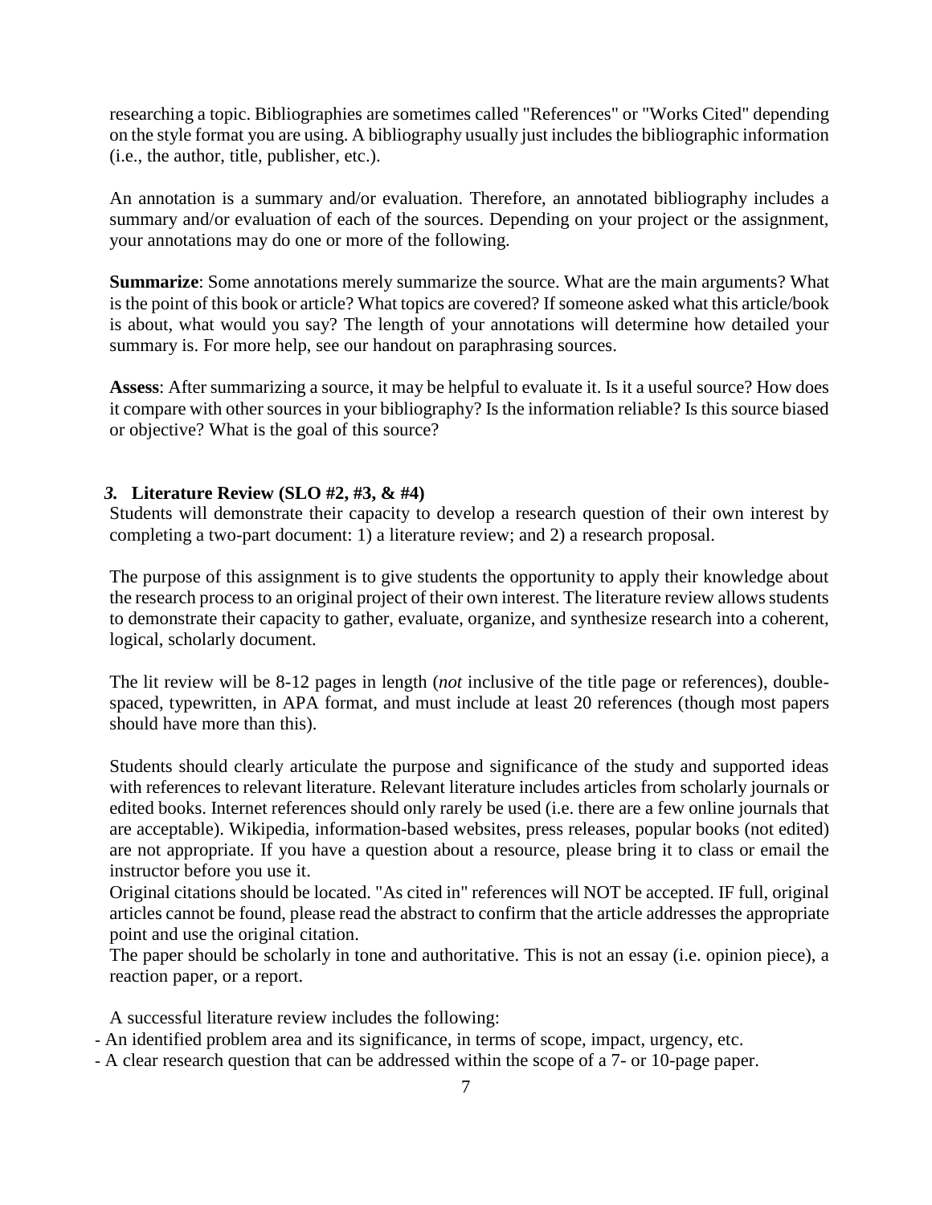researching a topic. Bibliographies are sometimes called "References" or "Works Cited" depending on the style format you are using. A bibliography usually just includes the bibliographic information (i.e., the author, title, publisher, etc.).

An annotation is a summary and/or evaluation. Therefore, an annotated bibliography includes a summary and/or evaluation of each of the sources. Depending on your project or the assignment, your annotations may do one or more of the following.

**Summarize**: Some annotations merely summarize the source. What are the main arguments? What is the point of this book or article? What topics are covered? If someone asked what this article/book is about, what would you say? The length of your annotations will determine how detailed your summary is. For more help, see our handout on paraphrasing sources.

**Assess**: After summarizing a source, it may be helpful to evaluate it. Is it a useful source? How does it compare with other sources in your bibliography? Is the information reliable? Is this source biased or objective? What is the goal of this source?

***3.*** **Literature Review (SLO #2, #3, & #4)**

Students will demonstrate their capacity to develop a research question of their own interest by completing a two-part document: 1) a literature review; and 2) a research proposal.

The purpose of this assignment is to give students the opportunity to apply their knowledge about the research process to an original project of their own interest. The literature review allows students to demonstrate their capacity to gather, evaluate, organize, and synthesize research into a coherent, logical, scholarly document.

The lit review will be 8-12 pages in length (*not* inclusive of the title page or references), double-spaced, typewritten, in APA format, and must include at least 20 references (though most papers should have more than this).

Students should clearly articulate the purpose and significance of the study and supported ideas with references to relevant literature. Relevant literature includes articles from scholarly journals or edited books. Internet references should only rarely be used (i.e. there are a few online journals that are acceptable). Wikipedia, information-based websites, press releases, popular books (not edited) are not appropriate. If you have a question about a resource, please bring it to class or email the instructor before you use it.

Original citations should be located. "As cited in" references will NOT be accepted. IF full, original articles cannot be found, please read the abstract to confirm that the article addresses the appropriate point and use the original citation.

The paper should be scholarly in tone and authoritative. This is not an essay (i.e. opinion piece), a reaction paper, or a report.

A successful literature review includes the following:

- An identified problem area and its significance, in terms of scope, impact, urgency, etc.
- A clear research question that can be addressed within the scope of a 7- or 10-page paper.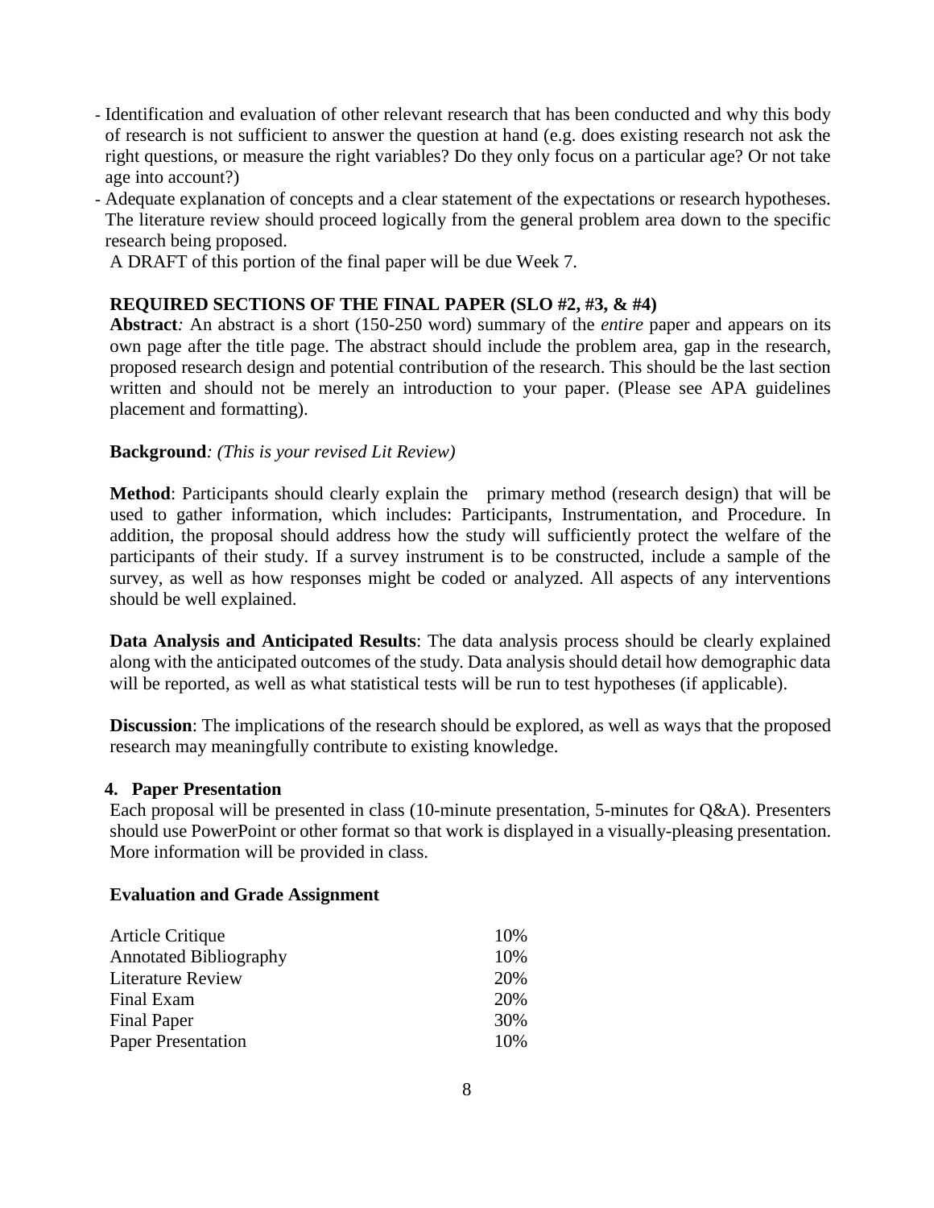- Identification and evaluation of other relevant research that has been conducted and why this body of research is not sufficient to answer the question at hand (e.g. does existing research not ask the right questions, or measure the right variables? Do they only focus on a particular age? Or not take age into account?)
- Adequate explanation of concepts and a clear statement of the expectations or research hypotheses. The literature review should proceed logically from the general problem area down to the specific research being proposed.

A DRAFT of this portion of the final paper will be due Week 7.

**REQUIRED SECTIONS OF THE FINAL PAPER (SLO #2, #3, & #4)**

**Abstract***:* An abstract is a short (150-250 word) summary of the *entire* paper and appears on its own page after the title page. The abstract should include the problem area, gap in the research, proposed research design and potential contribution of the research. This should be the last section written and should not be merely an introduction to your paper. (Please see APA guidelines placement and formatting).

**Background***: (This is your revised Lit Review)*

**Method**: Participants should clearly explain the primary method (research design) that will be used to gather information, which includes: Participants, Instrumentation, and Procedure. In addition, the proposal should address how the study will sufficiently protect the welfare of the participants of their study. If a survey instrument is to be constructed, include a sample of the survey, as well as how responses might be coded or analyzed. All aspects of any interventions should be well explained.

**Data Analysis and Anticipated Results**: The data analysis process should be clearly explained along with the anticipated outcomes of the study. Data analysis should detail how demographic data will be reported, as well as what statistical tests will be run to test hypotheses (if applicable).

**Discussion**: The implications of the research should be explored, as well as ways that the proposed research may meaningfully contribute to existing knowledge.

**4. Paper Presentation**

Each proposal will be presented in class (10-minute presentation, 5-minutes for Q&A). Presenters should use PowerPoint or other format so that work is displayed in a visually-pleasing presentation. More information will be provided in class.

**Evaluation and Grade Assignment**

| | |
|---|---|
| Article Critique | 10% |
| Annotated Bibliography | 10% |
| Literature Review | 20% |
| Final Exam | 20% |
| Final Paper | 30% |
| Paper Presentation | 10% |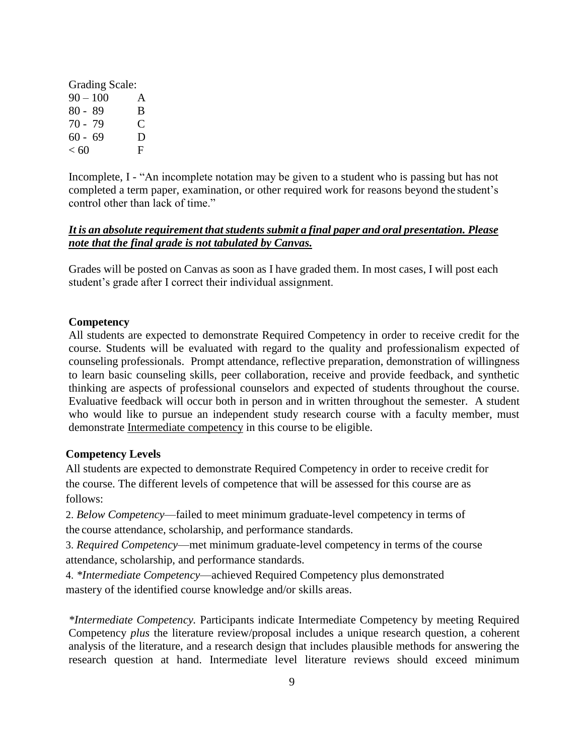Grading Scale:

| | |
|---|---|
| 90 – 100 | A |
| 80 - 89 | B |
| 70 - 79 | C |
| 60 - 69 | D |
| < 60 | F |

Incomplete, I - "An incomplete notation may be given to a student who is passing but has not completed a term paper, examination, or other required work for reasons beyond the student's control other than lack of time."

***<u>It is an absolute requirement that students submit a final paper and oral presentation. Please note that the final grade is not tabulated by Canvas.</u>***

Grades will be posted on Canvas as soon as I have graded them. In most cases, I will post each student's grade after I correct their individual assignment.

**Competency**

All students are expected to demonstrate Required Competency in order to receive credit for the course. Students will be evaluated with regard to the quality and professionalism expected of counseling professionals. Prompt attendance, reflective preparation, demonstration of willingness to learn basic counseling skills, peer collaboration, receive and provide feedback, and synthetic thinking are aspects of professional counselors and expected of students throughout the course. Evaluative feedback will occur both in person and in written throughout the semester. A student who would like to pursue an independent study research course with a faculty member, must demonstrate <u>Intermediate competency</u> in this course to be eligible.

**Competency Levels**

All students are expected to demonstrate Required Competency in order to receive credit for the course. The different levels of competence that will be assessed for this course are as follows:

2. *Below Competency*—failed to meet minimum graduate-level competency in terms of the course attendance, scholarship, and performance standards.
3. *Required Competency*—met minimum graduate-level competency in terms of the course attendance, scholarship, and performance standards.
4. *\*Intermediate Competency*—achieved Required Competency plus demonstrated mastery of the identified course knowledge and/or skills areas.

*\*Intermediate Competency.* Participants indicate Intermediate Competency by meeting Required Competency *plus* the literature review/proposal includes a unique research question, a coherent analysis of the literature, and a research design that includes plausible methods for answering the research question at hand. Intermediate level literature reviews should exceed minimum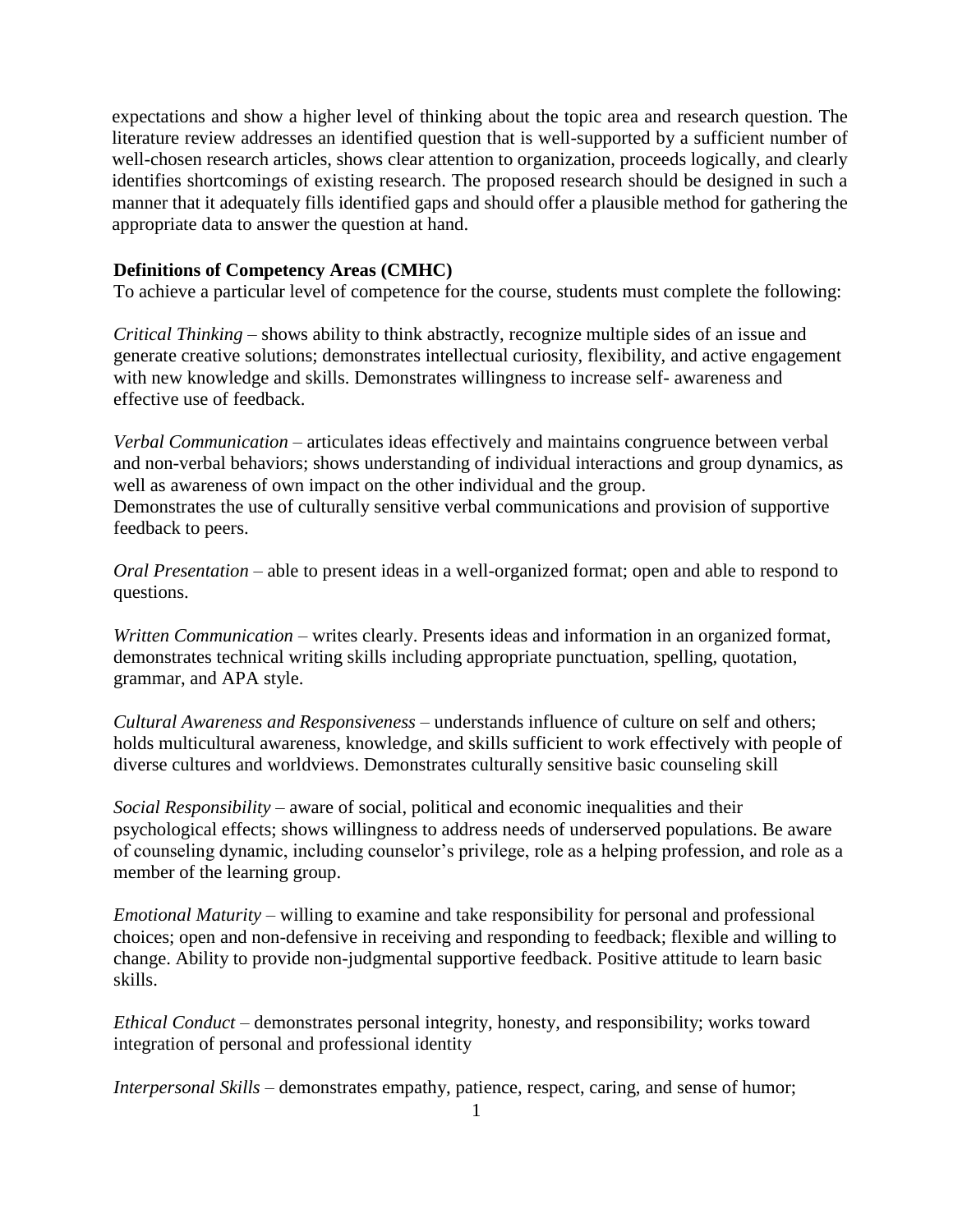expectations and show a higher level of thinking about the topic area and research question. The literature review addresses an identified question that is well-supported by a sufficient number of well-chosen research articles, shows clear attention to organization, proceeds logically, and clearly identifies shortcomings of existing research. The proposed research should be designed in such a manner that it adequately fills identified gaps and should offer a plausible method for gathering the appropriate data to answer the question at hand.

**Definitions of Competency Areas (CMHC)**

To achieve a particular level of competence for the course, students must complete the following:

*Critical Thinking* – shows ability to think abstractly, recognize multiple sides of an issue and generate creative solutions; demonstrates intellectual curiosity, flexibility, and active engagement with new knowledge and skills. Demonstrates willingness to increase self- awareness and effective use of feedback.

*Verbal Communication* – articulates ideas effectively and maintains congruence between verbal and non-verbal behaviors; shows understanding of individual interactions and group dynamics, as well as awareness of own impact on the other individual and the group.
Demonstrates the use of culturally sensitive verbal communications and provision of supportive feedback to peers.

*Oral Presentation* – able to present ideas in a well-organized format; open and able to respond to questions.

*Written Communication* – writes clearly. Presents ideas and information in an organized format, demonstrates technical writing skills including appropriate punctuation, spelling, quotation, grammar, and APA style.

*Cultural Awareness and Responsiveness* – understands influence of culture on self and others; holds multicultural awareness, knowledge, and skills sufficient to work effectively with people of diverse cultures and worldviews. Demonstrates culturally sensitive basic counseling skill

*Social Responsibility* – aware of social, political and economic inequalities and their psychological effects; shows willingness to address needs of underserved populations. Be aware of counseling dynamic, including counselor's privilege, role as a helping profession, and role as a member of the learning group.

*Emotional Maturity* – willing to examine and take responsibility for personal and professional choices; open and non-defensive in receiving and responding to feedback; flexible and willing to change. Ability to provide non-judgmental supportive feedback. Positive attitude to learn basic skills.

*Ethical Conduct* – demonstrates personal integrity, honesty, and responsibility; works toward integration of personal and professional identity

*Interpersonal Skills* – demonstrates empathy, patience, respect, caring, and sense of humor;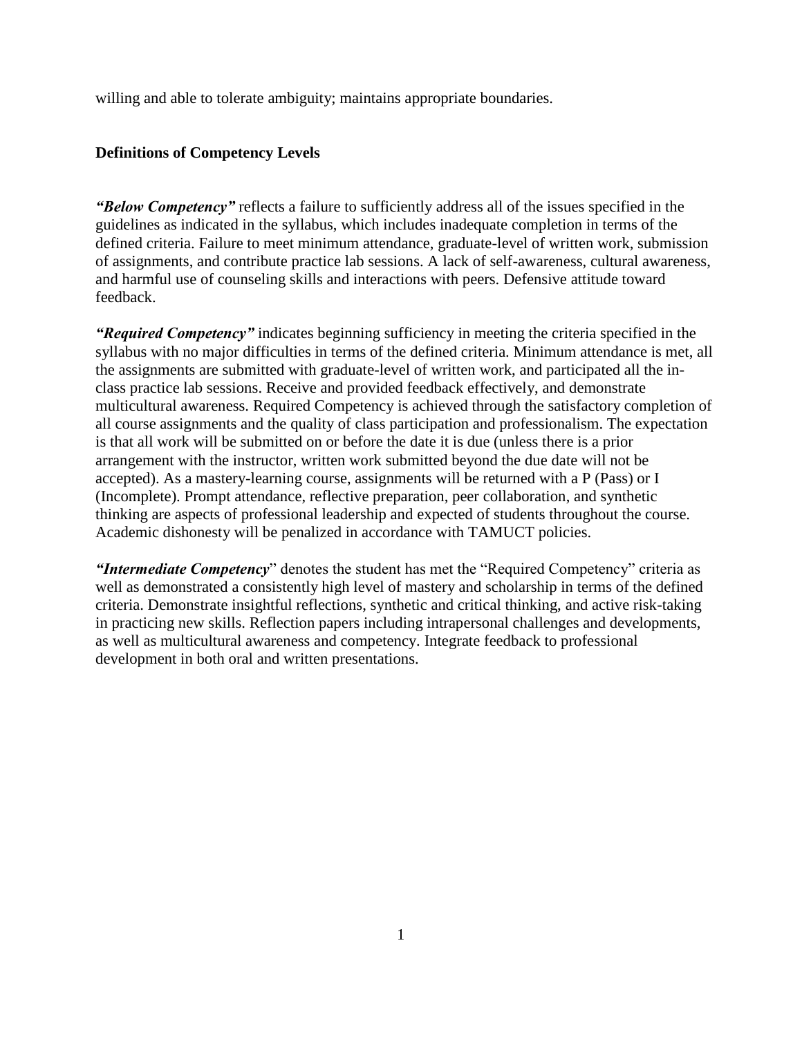willing and able to tolerate ambiguity; maintains appropriate boundaries.

**Definitions of Competency Levels**

***"Below Competency"*** reflects a failure to sufficiently address all of the issues specified in the guidelines as indicated in the syllabus, which includes inadequate completion in terms of the defined criteria. Failure to meet minimum attendance, graduate-level of written work, submission of assignments, and contribute practice lab sessions. A lack of self-awareness, cultural awareness, and harmful use of counseling skills and interactions with peers. Defensive attitude toward feedback.

***"Required Competency"*** indicates beginning sufficiency in meeting the criteria specified in the syllabus with no major difficulties in terms of the defined criteria. Minimum attendance is met, all the assignments are submitted with graduate-level of written work, and participated all the in-class practice lab sessions. Receive and provided feedback effectively, and demonstrate multicultural awareness. Required Competency is achieved through the satisfactory completion of all course assignments and the quality of class participation and professionalism. The expectation is that all work will be submitted on or before the date it is due (unless there is a prior arrangement with the instructor, written work submitted beyond the due date will not be accepted). As a mastery-learning course, assignments will be returned with a P (Pass) or I (Incomplete). Prompt attendance, reflective preparation, peer collaboration, and synthetic thinking are aspects of professional leadership and expected of students throughout the course. Academic dishonesty will be penalized in accordance with TAMUCT policies.

***"Intermediate Competency"*** denotes the student has met the "Required Competency" criteria as well as demonstrated a consistently high level of mastery and scholarship in terms of the defined criteria. Demonstrate insightful reflections, synthetic and critical thinking, and active risk-taking in practicing new skills. Reflection papers including intrapersonal challenges and developments, as well as multicultural awareness and competency. Integrate feedback to professional development in both oral and written presentations.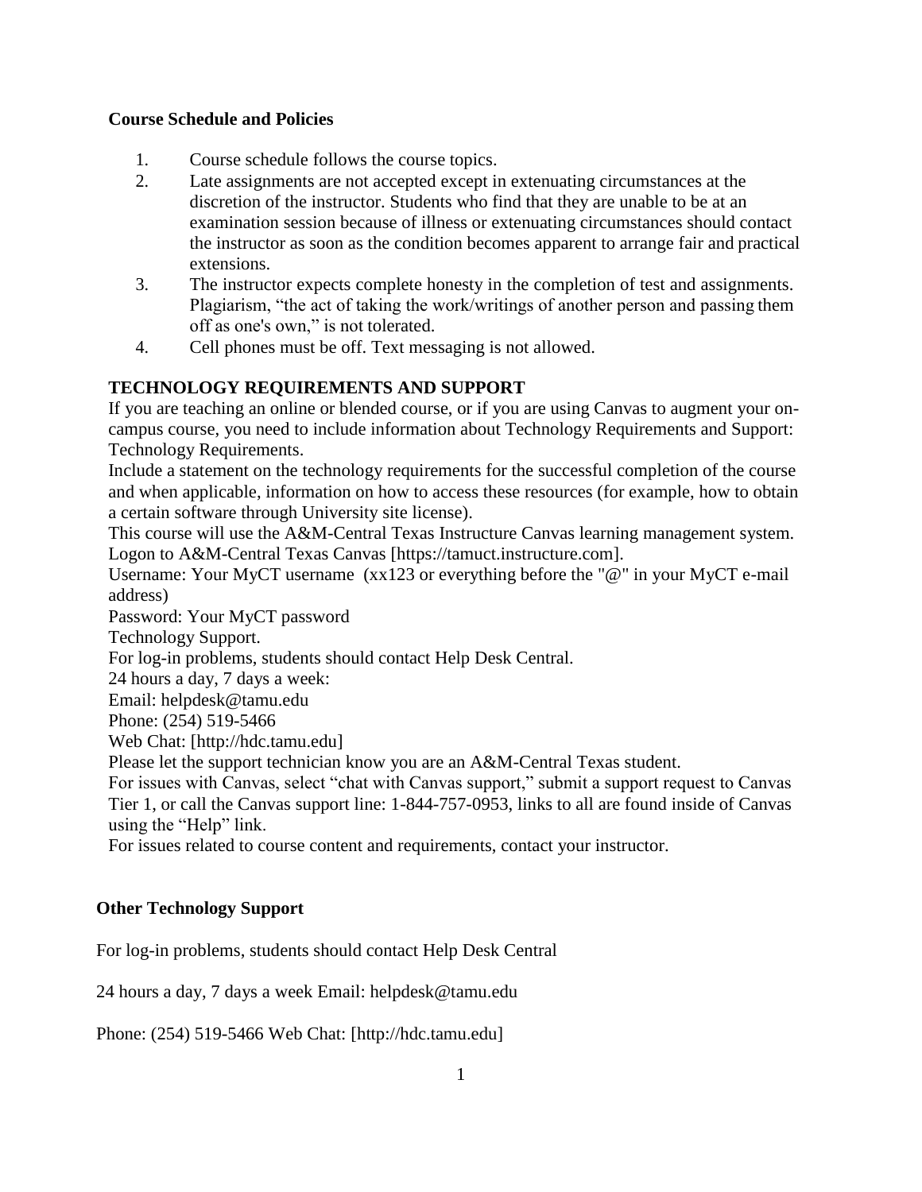**Course Schedule and Policies**

1. Course schedule follows the course topics.
2. Late assignments are not accepted except in extenuating circumstances at the discretion of the instructor. Students who find that they are unable to be at an examination session because of illness or extenuating circumstances should contact the instructor as soon as the condition becomes apparent to arrange fair and practical extensions.
3. The instructor expects complete honesty in the completion of test and assignments. Plagiarism, "the act of taking the work/writings of another person and passing them off as one's own," is not tolerated.
4. Cell phones must be off. Text messaging is not allowed.

**TECHNOLOGY REQUIREMENTS AND SUPPORT**

If you are teaching an online or blended course, or if you are using Canvas to augment your on-campus course, you need to include information about Technology Requirements and Support: Technology Requirements.

Include a statement on the technology requirements for the successful completion of the course and when applicable, information on how to access these resources (for example, how to obtain a certain software through University site license).

This course will use the A&M-Central Texas Instructure Canvas learning management system. Logon to A&M-Central Texas Canvas [https://tamuct.instructure.com].

Username: Your MyCT username (xx123 or everything before the "@" in your MyCT e-mail address)

Password: Your MyCT password

Technology Support.

For log-in problems, students should contact Help Desk Central.

24 hours a day, 7 days a week:

Email: helpdesk@tamu.edu

Phone: (254) 519-5466

Web Chat: [http://hdc.tamu.edu]

Please let the support technician know you are an A&M-Central Texas student.

For issues with Canvas, select "chat with Canvas support," submit a support request to Canvas Tier 1, or call the Canvas support line: 1-844-757-0953, links to all are found inside of Canvas using the "Help" link.

For issues related to course content and requirements, contact your instructor.

**Other Technology Support**

For log-in problems, students should contact Help Desk Central

24 hours a day, 7 days a week Email: helpdesk@tamu.edu

Phone: (254) 519-5466 Web Chat: [http://hdc.tamu.edu]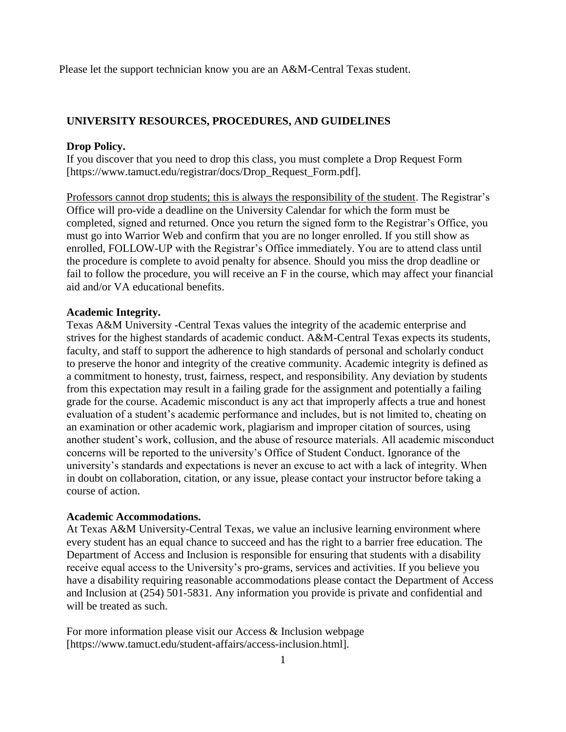Please let the support technician know you are an A&M-Central Texas student.

## UNIVERSITY RESOURCES, PROCEDURES, AND GUIDELINES

**Drop Policy.**
If you discover that you need to drop this class, you must complete a Drop Request Form [https://www.tamuct.edu/registrar/docs/Drop_Request_Form.pdf].

Professors cannot drop students; this is always the responsibility of the student. The Registrar's Office will pro-vide a deadline on the University Calendar for which the form must be completed, signed and returned. Once you return the signed form to the Registrar's Office, you must go into Warrior Web and confirm that you are no longer enrolled. If you still show as enrolled, FOLLOW-UP with the Registrar's Office immediately. You are to attend class until the procedure is complete to avoid penalty for absence. Should you miss the drop deadline or fail to follow the procedure, you will receive an F in the course, which may affect your financial aid and/or VA educational benefits.

**Academic Integrity.**
Texas A&M University -Central Texas values the integrity of the academic enterprise and strives for the highest standards of academic conduct. A&M-Central Texas expects its students, faculty, and staff to support the adherence to high standards of personal and scholarly conduct to preserve the honor and integrity of the creative community. Academic integrity is defined as a commitment to honesty, trust, fairness, respect, and responsibility. Any deviation by students from this expectation may result in a failing grade for the assignment and potentially a failing grade for the course. Academic misconduct is any act that improperly affects a true and honest evaluation of a student's academic performance and includes, but is not limited to, cheating on an examination or other academic work, plagiarism and improper citation of sources, using another student's work, collusion, and the abuse of resource materials. All academic misconduct concerns will be reported to the university's Office of Student Conduct. Ignorance of the university's standards and expectations is never an excuse to act with a lack of integrity. When in doubt on collaboration, citation, or any issue, please contact your instructor before taking a course of action.

**Academic Accommodations.**
At Texas A&M University-Central Texas, we value an inclusive learning environment where every student has an equal chance to succeed and has the right to a barrier free education. The Department of Access and Inclusion is responsible for ensuring that students with a disability receive equal access to the University's pro-grams, services and activities. If you believe you have a disability requiring reasonable accommodations please contact the Department of Access and Inclusion at (254) 501-5831. Any information you provide is private and confidential and will be treated as such.

For more information please visit our Access & Inclusion webpage [https://www.tamuct.edu/student-affairs/access-inclusion.html].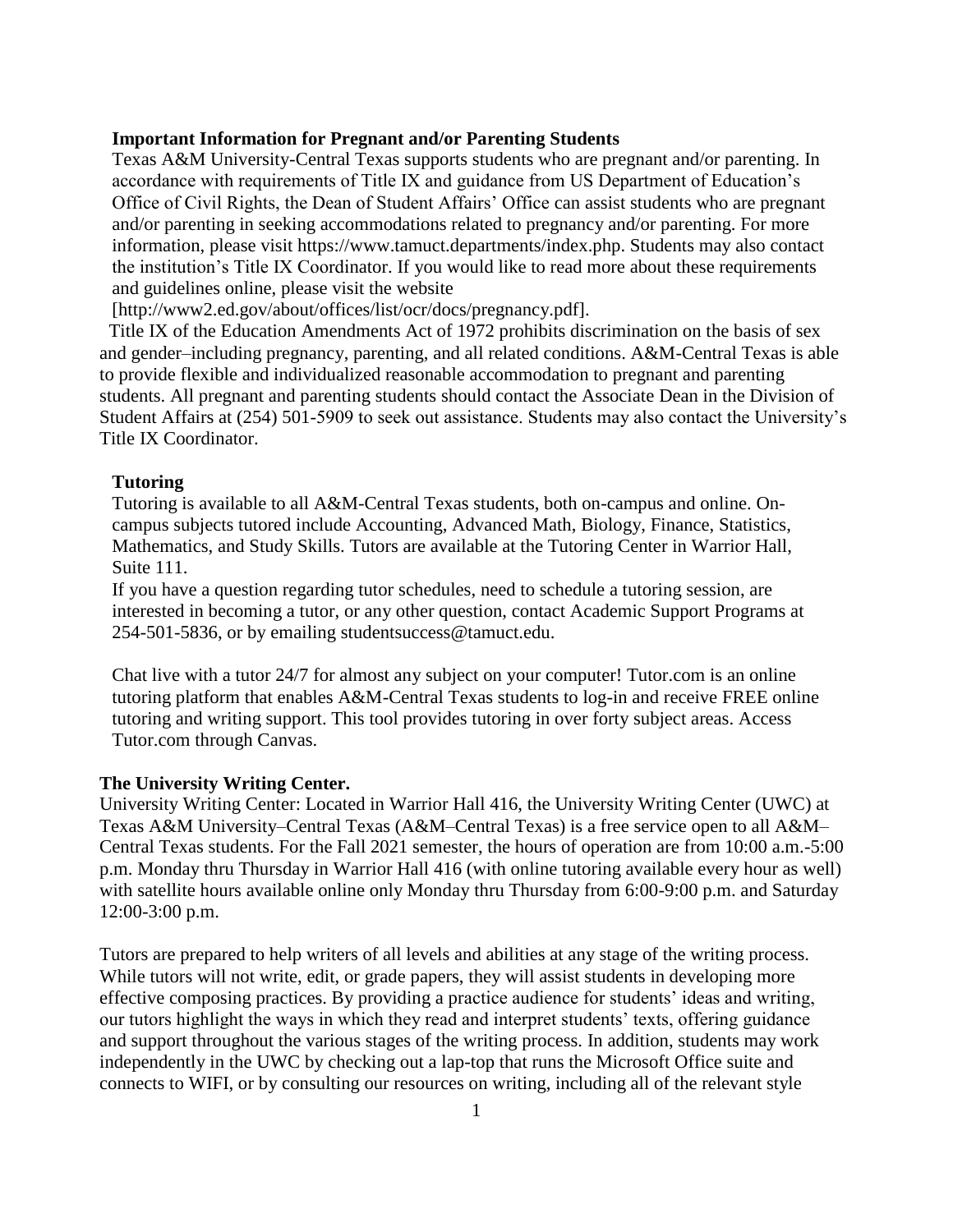**Important Information for Pregnant and/or Parenting Students**

Texas A&M University-Central Texas supports students who are pregnant and/or parenting. In accordance with requirements of Title IX and guidance from US Department of Education's Office of Civil Rights, the Dean of Student Affairs' Office can assist students who are pregnant and/or parenting in seeking accommodations related to pregnancy and/or parenting. For more information, please visit https://www.tamuct.departments/index.php. Students may also contact the institution's Title IX Coordinator. If you would like to read more about these requirements and guidelines online, please visit the website [http://www2.ed.gov/about/offices/list/ocr/docs/pregnancy.pdf].

Title IX of the Education Amendments Act of 1972 prohibits discrimination on the basis of sex and gender–including pregnancy, parenting, and all related conditions. A&M-Central Texas is able to provide flexible and individualized reasonable accommodation to pregnant and parenting students. All pregnant and parenting students should contact the Associate Dean in the Division of Student Affairs at (254) 501-5909 to seek out assistance. Students may also contact the University's Title IX Coordinator.

**Tutoring**

Tutoring is available to all A&M-Central Texas students, both on-campus and online. On-campus subjects tutored include Accounting, Advanced Math, Biology, Finance, Statistics, Mathematics, and Study Skills. Tutors are available at the Tutoring Center in Warrior Hall, Suite 111.

If you have a question regarding tutor schedules, need to schedule a tutoring session, are interested in becoming a tutor, or any other question, contact Academic Support Programs at 254-501-5836, or by emailing studentsuccess@tamuct.edu.

Chat live with a tutor 24/7 for almost any subject on your computer! Tutor.com is an online tutoring platform that enables A&M-Central Texas students to log-in and receive FREE online tutoring and writing support. This tool provides tutoring in over forty subject areas. Access Tutor.com through Canvas.

**The University Writing Center.**

University Writing Center: Located in Warrior Hall 416, the University Writing Center (UWC) at Texas A&M University–Central Texas (A&M–Central Texas) is a free service open to all A&M–Central Texas students. For the Fall 2021 semester, the hours of operation are from 10:00 a.m.-5:00 p.m. Monday thru Thursday in Warrior Hall 416 (with online tutoring available every hour as well) with satellite hours available online only Monday thru Thursday from 6:00-9:00 p.m. and Saturday 12:00-3:00 p.m.

Tutors are prepared to help writers of all levels and abilities at any stage of the writing process. While tutors will not write, edit, or grade papers, they will assist students in developing more effective composing practices. By providing a practice audience for students' ideas and writing, our tutors highlight the ways in which they read and interpret students' texts, offering guidance and support throughout the various stages of the writing process. In addition, students may work independently in the UWC by checking out a lap-top that runs the Microsoft Office suite and connects to WIFI, or by consulting our resources on writing, including all of the relevant style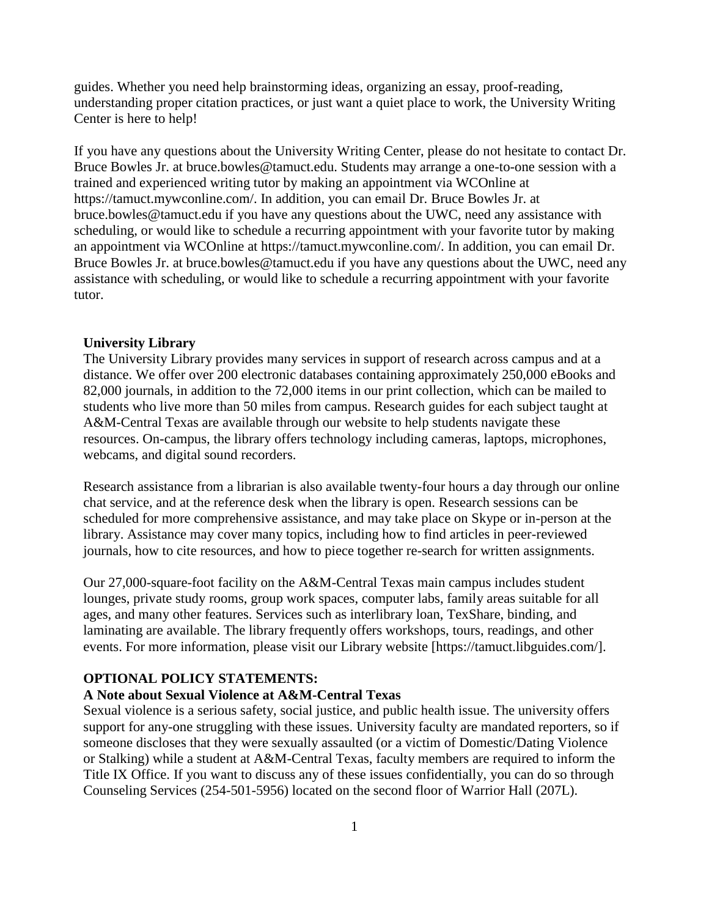guides. Whether you need help brainstorming ideas, organizing an essay, proof-reading, understanding proper citation practices, or just want a quiet place to work, the University Writing Center is here to help!

If you have any questions about the University Writing Center, please do not hesitate to contact Dr. Bruce Bowles Jr. at bruce.bowles@tamuct.edu. Students may arrange a one-to-one session with a trained and experienced writing tutor by making an appointment via WCOnline at https://tamuct.mywconline.com/. In addition, you can email Dr. Bruce Bowles Jr. at bruce.bowles@tamuct.edu if you have any questions about the UWC, need any assistance with scheduling, or would like to schedule a recurring appointment with your favorite tutor by making an appointment via WCOnline at https://tamuct.mywconline.com/. In addition, you can email Dr. Bruce Bowles Jr. at bruce.bowles@tamuct.edu if you have any questions about the UWC, need any assistance with scheduling, or would like to schedule a recurring appointment with your favorite tutor.

**University Library**

The University Library provides many services in support of research across campus and at a distance. We offer over 200 electronic databases containing approximately 250,000 eBooks and 82,000 journals, in addition to the 72,000 items in our print collection, which can be mailed to students who live more than 50 miles from campus. Research guides for each subject taught at A&M-Central Texas are available through our website to help students navigate these resources. On-campus, the library offers technology including cameras, laptops, microphones, webcams, and digital sound recorders.

Research assistance from a librarian is also available twenty-four hours a day through our online chat service, and at the reference desk when the library is open. Research sessions can be scheduled for more comprehensive assistance, and may take place on Skype or in-person at the library. Assistance may cover many topics, including how to find articles in peer-reviewed journals, how to cite resources, and how to piece together re-search for written assignments.

Our 27,000-square-foot facility on the A&M-Central Texas main campus includes student lounges, private study rooms, group work spaces, computer labs, family areas suitable for all ages, and many other features. Services such as interlibrary loan, TexShare, binding, and laminating are available. The library frequently offers workshops, tours, readings, and other events. For more information, please visit our Library website [https://tamuct.libguides.com/].

**OPTIONAL POLICY STATEMENTS:**

**A Note about Sexual Violence at A&M-Central Texas**

Sexual violence is a serious safety, social justice, and public health issue. The university offers support for any-one struggling with these issues. University faculty are mandated reporters, so if someone discloses that they were sexually assaulted (or a victim of Domestic/Dating Violence or Stalking) while a student at A&M-Central Texas, faculty members are required to inform the Title IX Office. If you want to discuss any of these issues confidentially, you can do so through Counseling Services (254-501-5956) located on the second floor of Warrior Hall (207L).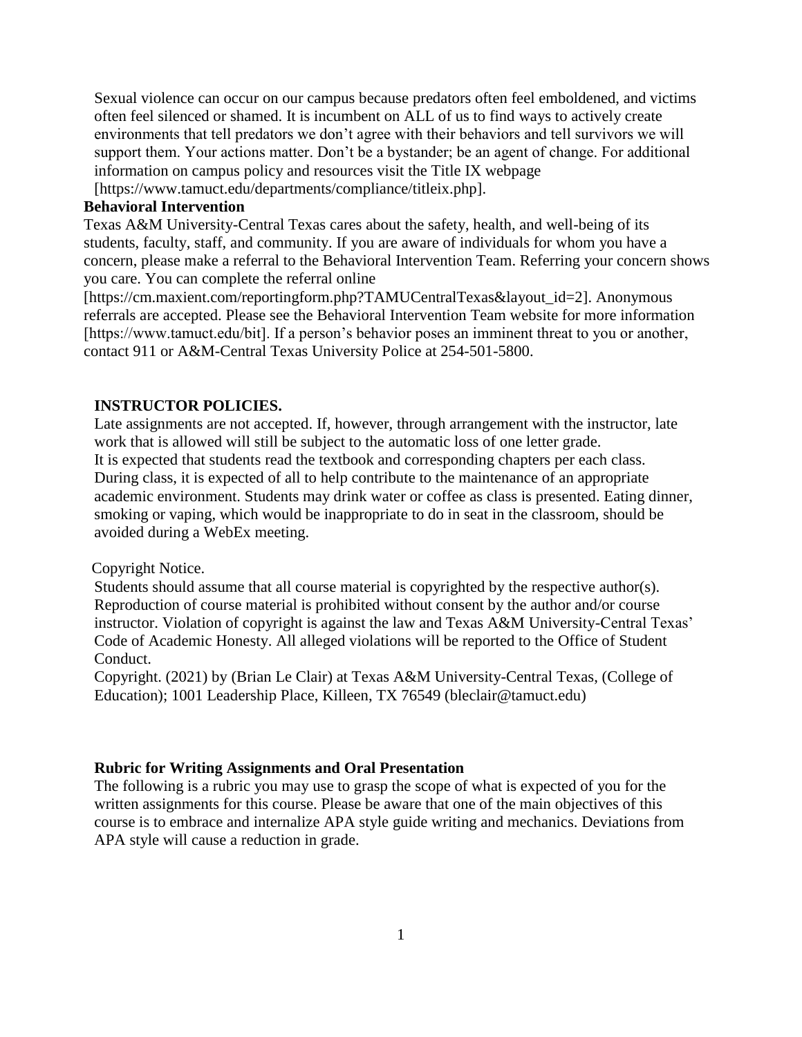Sexual violence can occur on our campus because predators often feel emboldened, and victims often feel silenced or shamed. It is incumbent on ALL of us to find ways to actively create environments that tell predators we don't agree with their behaviors and tell survivors we will support them. Your actions matter. Don't be a bystander; be an agent of change. For additional information on campus policy and resources visit the Title IX webpage [https://www.tamuct.edu/departments/compliance/titleix.php].

**Behavioral Intervention**

Texas A&M University-Central Texas cares about the safety, health, and well-being of its students, faculty, staff, and community. If you are aware of individuals for whom you have a concern, please make a referral to the Behavioral Intervention Team. Referring your concern shows you care. You can complete the referral online [https://cm.maxient.com/reportingform.php?TAMUCentralTexas&layout_id=2]. Anonymous referrals are accepted. Please see the Behavioral Intervention Team website for more information [https://www.tamuct.edu/bit]. If a person's behavior poses an imminent threat to you or another, contact 911 or A&M-Central Texas University Police at 254-501-5800.

**INSTRUCTOR POLICIES.**

Late assignments are not accepted. If, however, through arrangement with the instructor, late work that is allowed will still be subject to the automatic loss of one letter grade.
It is expected that students read the textbook and corresponding chapters per each class.
During class, it is expected of all to help contribute to the maintenance of an appropriate academic environment. Students may drink water or coffee as class is presented. Eating dinner, smoking or vaping, which would be inappropriate to do in seat in the classroom, should be avoided during a WebEx meeting.

Copyright Notice.

Students should assume that all course material is copyrighted by the respective author(s). Reproduction of course material is prohibited without consent by the author and/or course instructor. Violation of copyright is against the law and Texas A&M University-Central Texas' Code of Academic Honesty. All alleged violations will be reported to the Office of Student Conduct.
Copyright. (2021) by (Brian Le Clair) at Texas A&M University-Central Texas, (College of Education); 1001 Leadership Place, Killeen, TX 76549 (bleclair@tamuct.edu)

**Rubric for Writing Assignments and Oral Presentation**

The following is a rubric you may use to grasp the scope of what is expected of you for the written assignments for this course. Please be aware that one of the main objectives of this course is to embrace and internalize APA style guide writing and mechanics. Deviations from APA style will cause a reduction in grade.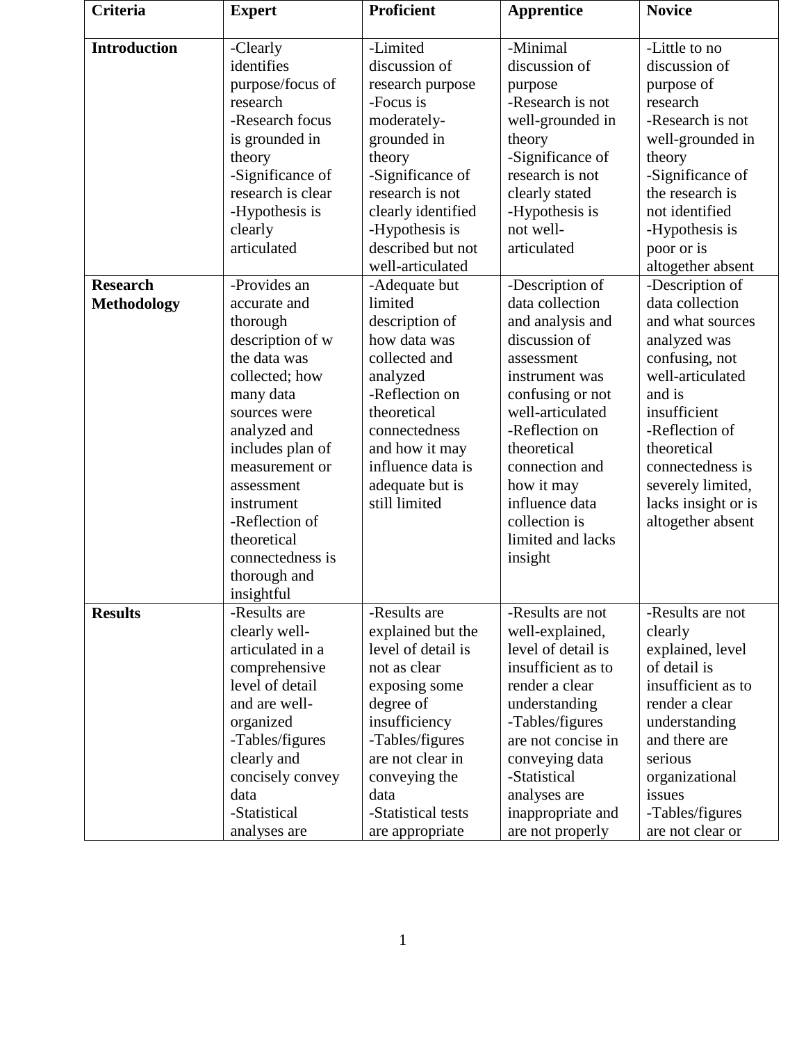| Criteria | Expert | Proficient | Apprentice | Novice |
|---|---|---|---|---|
| **Introduction** | -Clearly identifies purpose/focus of research<br>-Research focus is grounded in theory<br>-Significance of research is clear<br>-Hypothesis is clearly articulated | -Limited discussion of research purpose<br>-Focus is moderately-grounded in theory<br>-Significance of research is not clearly identified<br>-Hypothesis is described but not well-articulated | -Minimal discussion of purpose<br>-Research is not well-grounded in theory<br>-Significance of research is not clearly stated<br>-Hypothesis is not well-articulated | -Little to no discussion of purpose of research<br>-Research is not well-grounded in theory<br>-Significance of the research is not identified<br>-Hypothesis is poor or is altogether absent |
| **Research Methodology** | -Provides an accurate and thorough description of w the data was collected; how many data sources were analyzed and includes plan of measurement or assessment instrument<br>-Reflection of theoretical connectedness is thorough and insightful | -Adequate but limited description of how data was collected and analyzed<br>-Reflection on theoretical connectedness and how it may influence data is adequate but is still limited | -Description of data collection and analysis and discussion of assessment instrument was confusing or not well-articulated<br>-Reflection on theoretical connection and how it may influence data collection is limited and lacks insight | -Description of data collection and what sources analyzed was confusing, not well-articulated and is insufficient<br>-Reflection of theoretical connectedness is severely limited, lacks insight or is altogether absent |
| **Results** | -Results are clearly well-articulated in a comprehensive level of detail and are well-organized<br>-Tables/figures clearly and concisely convey data<br>-Statistical analyses are | -Results are explained but the level of detail is not as clear exposing some degree of insufficiency<br>-Tables/figures are not clear in conveying the data<br>-Statistical tests are appropriate | -Results are not well-explained, level of detail is insufficient as to render a clear understanding<br>-Tables/figures are not concise in conveying data<br>-Statistical analyses are inappropriate and are not properly | -Results are not clearly explained, level of detail is insufficient as to render a clear understanding and there are serious organizational issues<br>-Tables/figures are not clear or |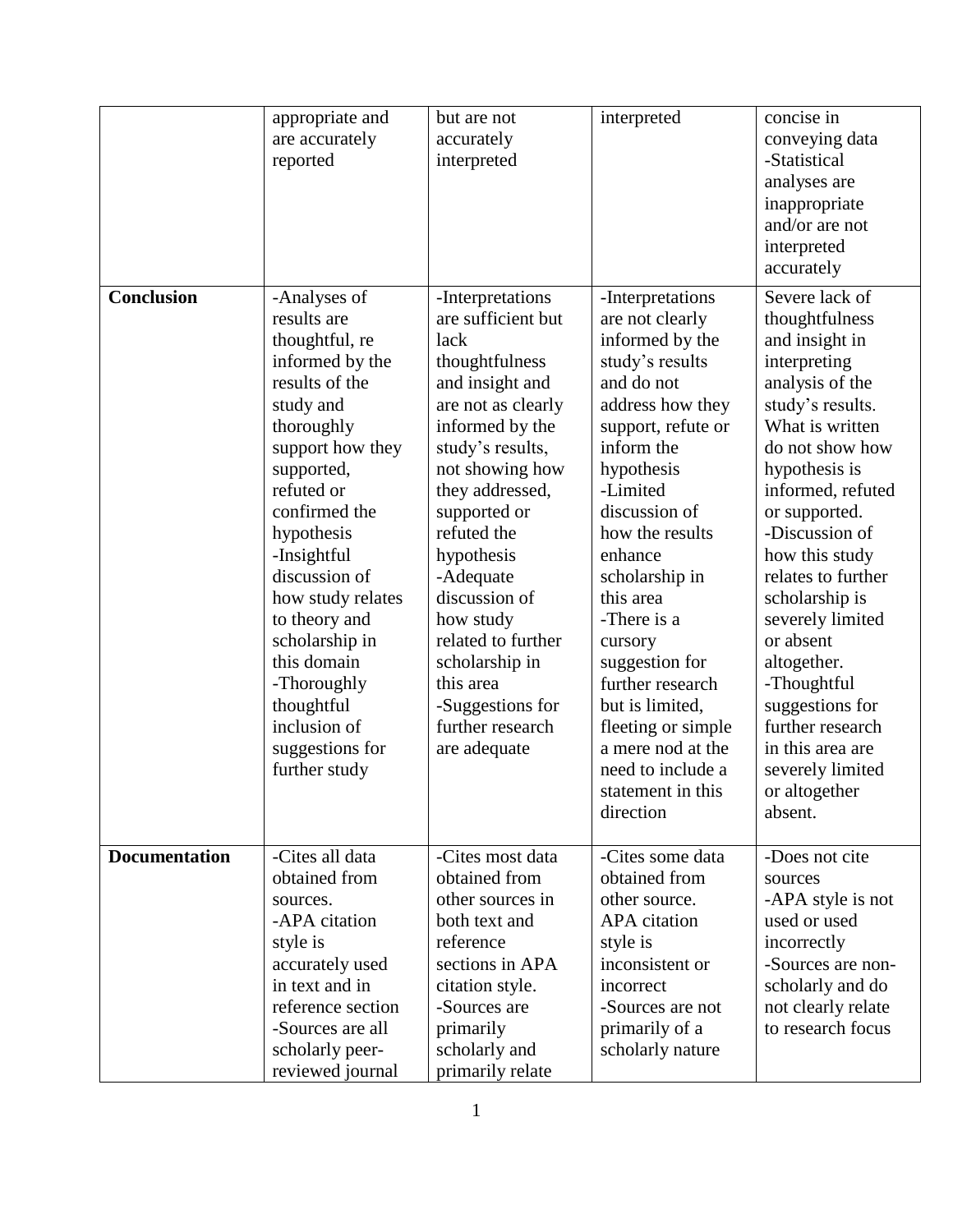| | | | | |
|---|---|---|---|---|
| | appropriate and are accurately reported | but are not accurately interpreted | interpreted | concise in conveying data<br>-Statistical analyses are inappropriate and/or are not interpreted accurately |
| **Conclusion** | -Analyses of results are thoughtful, re informed by the results of the study and thoroughly support how they supported, refuted or confirmed the hypothesis<br>-Insightful discussion of how study relates to theory and scholarship in this domain<br>-Thoroughly thoughtful inclusion of suggestions for further study | -Interpretations are sufficient but lack thoughtfulness and insight and are not as clearly informed by the study's results, not showing how they addressed, supported or refuted the hypothesis<br>-Adequate discussion of how study related to further scholarship in this area<br>-Suggestions for further research are adequate | -Interpretations are not clearly informed by the study's results and do not address how they support, refute or inform the hypothesis<br>-Limited discussion of how the results enhance scholarship in this area<br>-There is a cursory suggestion for further research but is limited, fleeting or simple a mere nod at the need to include a statement in this direction | Severe lack of thoughtfulness and insight in interpreting analysis of the study's results. What is written do not show how hypothesis is informed, refuted or supported.<br>-Discussion of how this study relates to further scholarship is severely limited or absent altogether.<br>-Thoughtful suggestions for further research in this area are severely limited or altogether absent. |
| **Documentation** | -Cites all data obtained from sources.<br>-APA citation style is accurately used in text and in reference section<br>-Sources are all scholarly peer-reviewed journal | -Cites most data obtained from other sources in both text and reference sections in APA citation style.<br>-Sources are primarily scholarly and primarily relate | -Cites some data obtained from other source. APA citation style is inconsistent or incorrect<br>-Sources are not primarily of a scholarly nature | -Does not cite sources<br>-APA style is not used or used incorrectly<br>-Sources are non-scholarly and do not clearly relate to research focus |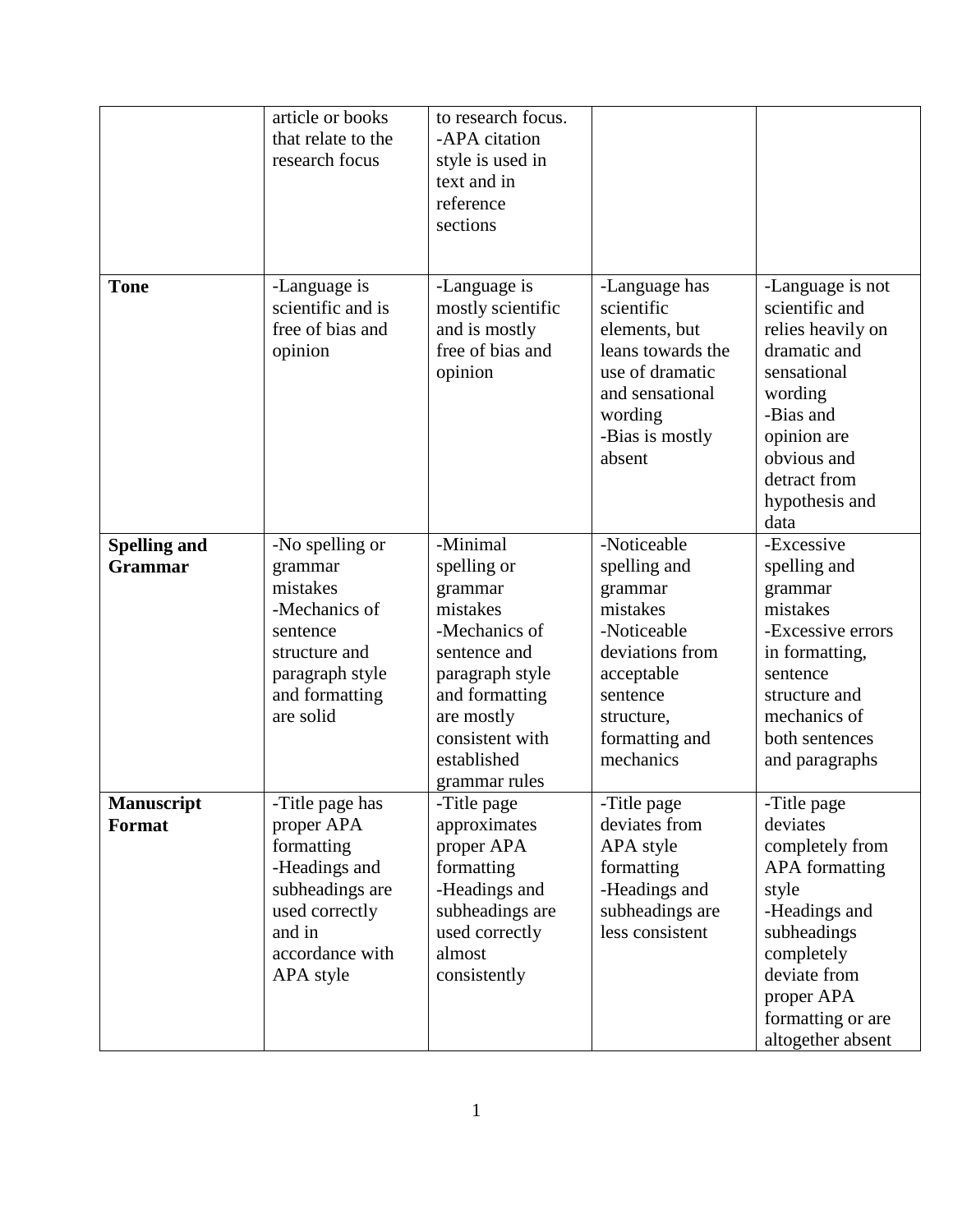| | | | | |
|---|---|---|---|---|
| | article or books that relate to the research focus | to research focus. -APA citation style is used in text and in reference sections | | |
| **Tone** | -Language is scientific and is free of bias and opinion | -Language is mostly scientific and is mostly free of bias and opinion | -Language has scientific elements, but leans towards the use of dramatic and sensational wording -Bias is mostly absent | -Language is not scientific and relies heavily on dramatic and sensational wording -Bias and opinion are obvious and detract from hypothesis and data |
| **Spelling and Grammar** | -No spelling or grammar mistakes -Mechanics of sentence structure and paragraph style and formatting are solid | -Minimal spelling or grammar mistakes -Mechanics of sentence and paragraph style and formatting are mostly consistent with established grammar rules | -Noticeable spelling and grammar mistakes -Noticeable deviations from acceptable sentence structure, formatting and mechanics | -Excessive spelling and grammar mistakes -Excessive errors in formatting, sentence structure and mechanics of both sentences and paragraphs |
| **Manuscript Format** | -Title page has proper APA formatting -Headings and subheadings are used correctly and in accordance with APA style | -Title page approximates proper APA formatting -Headings and subheadings are used correctly almost consistently | -Title page deviates from APA style formatting -Headings and subheadings are less consistent | -Title page deviates completely from APA formatting style -Headings and subheadings completely deviate from proper APA formatting or are altogether absent |